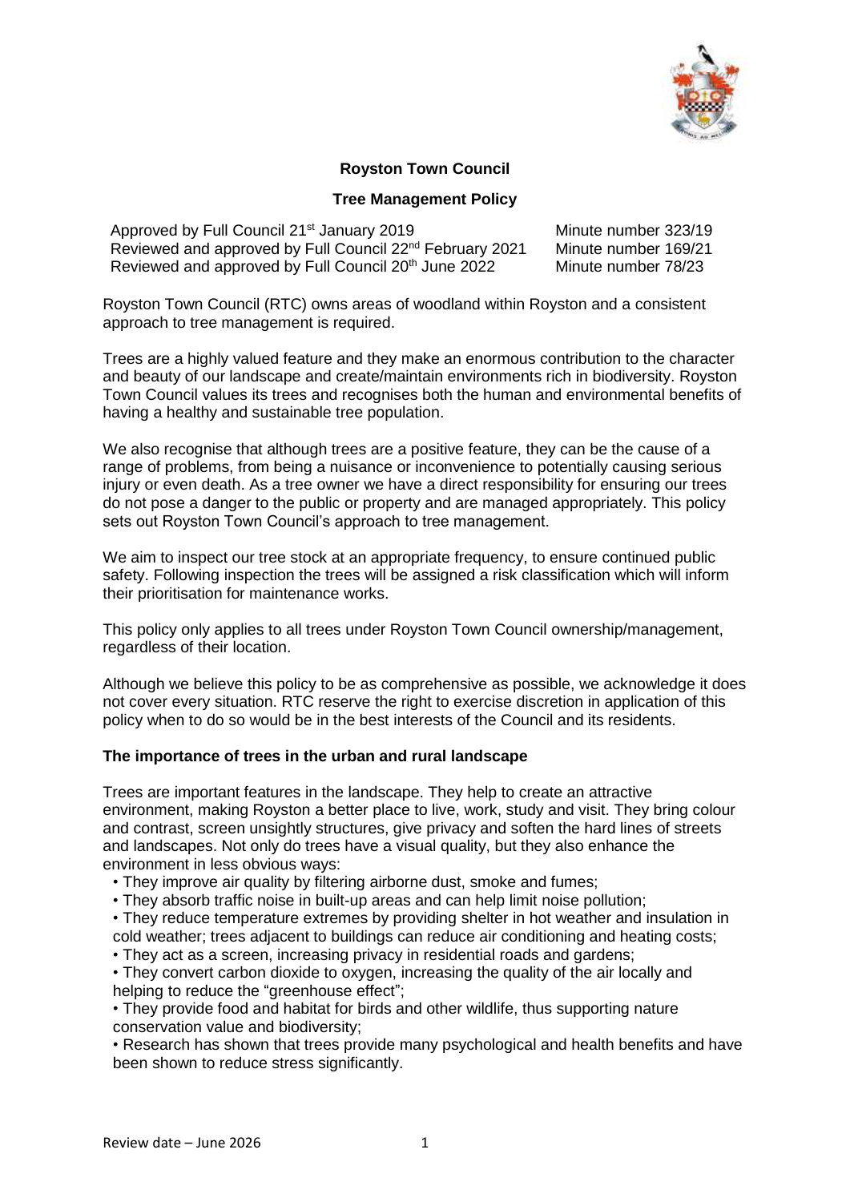# Royston Town Council

## Tree Management Policy

| | |
|---|---|
| Approved by Full Council 21st January 2019 | Minute number 323/19 |
| Reviewed and approved by Full Council 22nd February 2021 | Minute number 169/21 |
| Reviewed and approved by Full Council 20th June 2022 | Minute number 78/23 |

Royston Town Council (RTC) owns areas of woodland within Royston and a consistent approach to tree management is required.

Trees are a highly valued feature and they make an enormous contribution to the character and beauty of our landscape and create/maintain environments rich in biodiversity. Royston Town Council values its trees and recognises both the human and environmental benefits of having a healthy and sustainable tree population.

We also recognise that although trees are a positive feature, they can be the cause of a range of problems, from being a nuisance or inconvenience to potentially causing serious injury or even death. As a tree owner we have a direct responsibility for ensuring our trees do not pose a danger to the public or property and are managed appropriately. This policy sets out Royston Town Council's approach to tree management.

We aim to inspect our tree stock at an appropriate frequency, to ensure continued public safety. Following inspection the trees will be assigned a risk classification which will inform their prioritisation for maintenance works.

This policy only applies to all trees under Royston Town Council ownership/management, regardless of their location.

Although we believe this policy to be as comprehensive as possible, we acknowledge it does not cover every situation. RTC reserve the right to exercise discretion in application of this policy when to do so would be in the best interests of the Council and its residents.

### The importance of trees in the urban and rural landscape

Trees are important features in the landscape. They help to create an attractive environment, making Royston a better place to live, work, study and visit. They bring colour and contrast, screen unsightly structures, give privacy and soften the hard lines of streets and landscapes. Not only do trees have a visual quality, but they also enhance the environment in less obvious ways:

- They improve air quality by filtering airborne dust, smoke and fumes;
- They absorb traffic noise in built-up areas and can help limit noise pollution;
- They reduce temperature extremes by providing shelter in hot weather and insulation in cold weather; trees adjacent to buildings can reduce air conditioning and heating costs;
- They act as a screen, increasing privacy in residential roads and gardens;
- They convert carbon dioxide to oxygen, increasing the quality of the air locally and helping to reduce the "greenhouse effect";
- They provide food and habitat for birds and other wildlife, thus supporting nature conservation value and biodiversity;
- Research has shown that trees provide many psychological and health benefits and have been shown to reduce stress significantly.

Review date – June 2026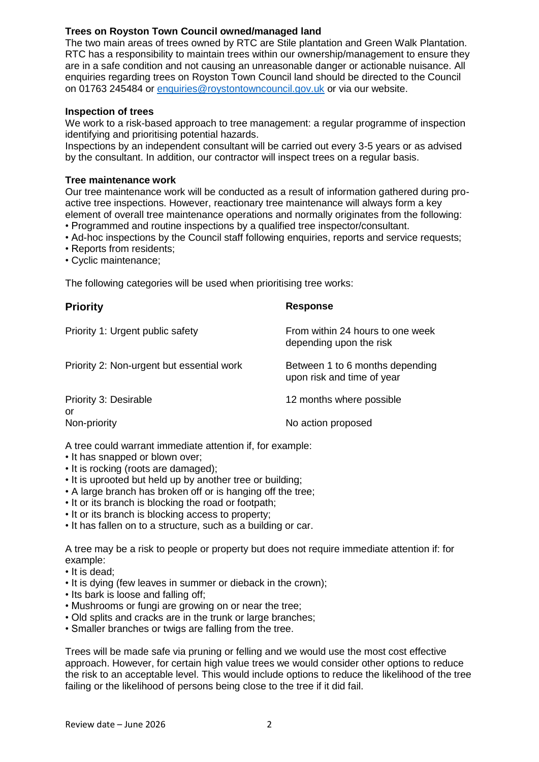**Trees on Royston Town Council owned/managed land**

The two main areas of trees owned by RTC are Stile plantation and Green Walk Plantation. RTC has a responsibility to maintain trees within our ownership/management to ensure they are in a safe condition and not causing an unreasonable danger or actionable nuisance. All enquiries regarding trees on Royston Town Council land should be directed to the Council on 01763 245484 or [enquiries@roystontowncouncil.gov.uk](mailto:enquiries@roystontowncouncil.gov.uk) or via our website.

**Inspection of trees**

We work to a risk-based approach to tree management: a regular programme of inspection identifying and prioritising potential hazards.

Inspections by an independent consultant will be carried out every 3-5 years or as advised by the consultant. In addition, our contractor will inspect trees on a regular basis.

**Tree maintenance work**

Our tree maintenance work will be conducted as a result of information gathered during pro-active tree inspections. However, reactionary tree maintenance will always form a key element of overall tree maintenance operations and normally originates from the following:

- Programmed and routine inspections by a qualified tree inspector/consultant.
- Ad-hoc inspections by the Council staff following enquiries, reports and service requests;
- Reports from residents;
- Cyclic maintenance;

The following categories will be used when prioritising tree works:

| Priority | Response |
|---|---|
| Priority 1: Urgent public safety | From within 24 hours to one week depending upon the risk |
| Priority 2: Non-urgent but essential work | Between 1 to 6 months depending upon risk and time of year |
| Priority 3: Desirable or | 12 months where possible |
| Non-priority | No action proposed |

A tree could warrant immediate attention if, for example:

- It has snapped or blown over;
- It is rocking (roots are damaged);
- It is uprooted but held up by another tree or building;
- A large branch has broken off or is hanging off the tree;
- It or its branch is blocking the road or footpath;
- It or its branch is blocking access to property;
- It has fallen on to a structure, such as a building or car.

A tree may be a risk to people or property but does not require immediate attention if: for example:

- It is dead;
- It is dying (few leaves in summer or dieback in the crown);
- Its bark is loose and falling off;
- Mushrooms or fungi are growing on or near the tree;
- Old splits and cracks are in the trunk or large branches;
- Smaller branches or twigs are falling from the tree.

Trees will be made safe via pruning or felling and we would use the most cost effective approach. However, for certain high value trees we would consider other options to reduce the risk to an acceptable level. This would include options to reduce the likelihood of the tree failing or the likelihood of persons being close to the tree if it did fail.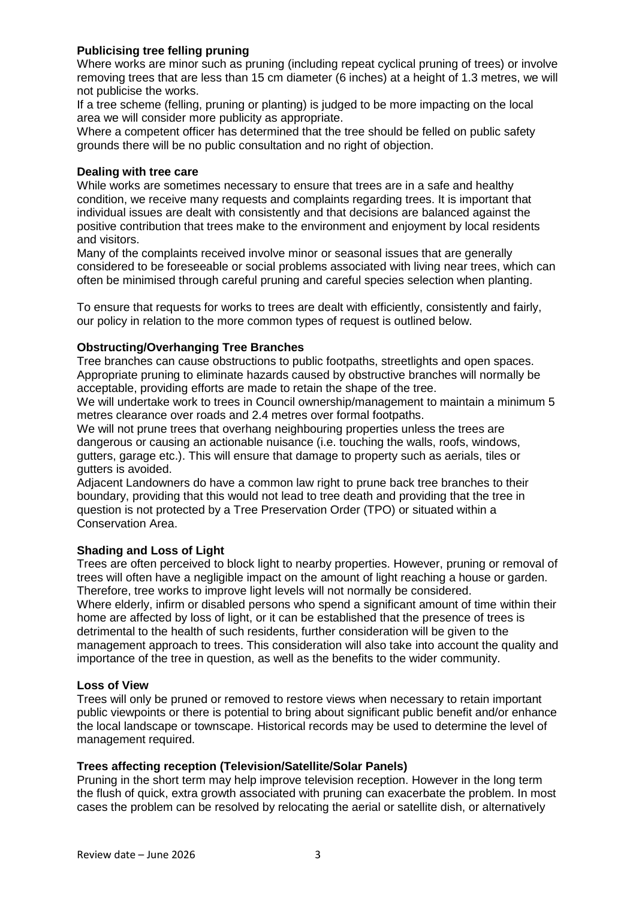**Publicising tree felling pruning**

Where works are minor such as pruning (including repeat cyclical pruning of trees) or involve removing trees that are less than 15 cm diameter (6 inches) at a height of 1.3 metres, we will not publicise the works.

If a tree scheme (felling, pruning or planting) is judged to be more impacting on the local area we will consider more publicity as appropriate.

Where a competent officer has determined that the tree should be felled on public safety grounds there will be no public consultation and no right of objection.

**Dealing with tree care**

While works are sometimes necessary to ensure that trees are in a safe and healthy condition, we receive many requests and complaints regarding trees. It is important that individual issues are dealt with consistently and that decisions are balanced against the positive contribution that trees make to the environment and enjoyment by local residents and visitors.

Many of the complaints received involve minor or seasonal issues that are generally considered to be foreseeable or social problems associated with living near trees, which can often be minimised through careful pruning and careful species selection when planting.

To ensure that requests for works to trees are dealt with efficiently, consistently and fairly, our policy in relation to the more common types of request is outlined below.

**Obstructing/Overhanging Tree Branches**

Tree branches can cause obstructions to public footpaths, streetlights and open spaces. Appropriate pruning to eliminate hazards caused by obstructive branches will normally be acceptable, providing efforts are made to retain the shape of the tree.

We will undertake work to trees in Council ownership/management to maintain a minimum 5 metres clearance over roads and 2.4 metres over formal footpaths.

We will not prune trees that overhang neighbouring properties unless the trees are dangerous or causing an actionable nuisance (i.e. touching the walls, roofs, windows, gutters, garage etc.). This will ensure that damage to property such as aerials, tiles or gutters is avoided.

Adjacent Landowners do have a common law right to prune back tree branches to their boundary, providing that this would not lead to tree death and providing that the tree in question is not protected by a Tree Preservation Order (TPO) or situated within a Conservation Area.

**Shading and Loss of Light**

Trees are often perceived to block light to nearby properties. However, pruning or removal of trees will often have a negligible impact on the amount of light reaching a house or garden. Therefore, tree works to improve light levels will not normally be considered.

Where elderly, infirm or disabled persons who spend a significant amount of time within their home are affected by loss of light, or it can be established that the presence of trees is detrimental to the health of such residents, further consideration will be given to the management approach to trees. This consideration will also take into account the quality and importance of the tree in question, as well as the benefits to the wider community.

**Loss of View**

Trees will only be pruned or removed to restore views when necessary to retain important public viewpoints or there is potential to bring about significant public benefit and/or enhance the local landscape or townscape. Historical records may be used to determine the level of management required.

**Trees affecting reception (Television/Satellite/Solar Panels)**

Pruning in the short term may help improve television reception. However in the long term the flush of quick, extra growth associated with pruning can exacerbate the problem. In most cases the problem can be resolved by relocating the aerial or satellite dish, or alternatively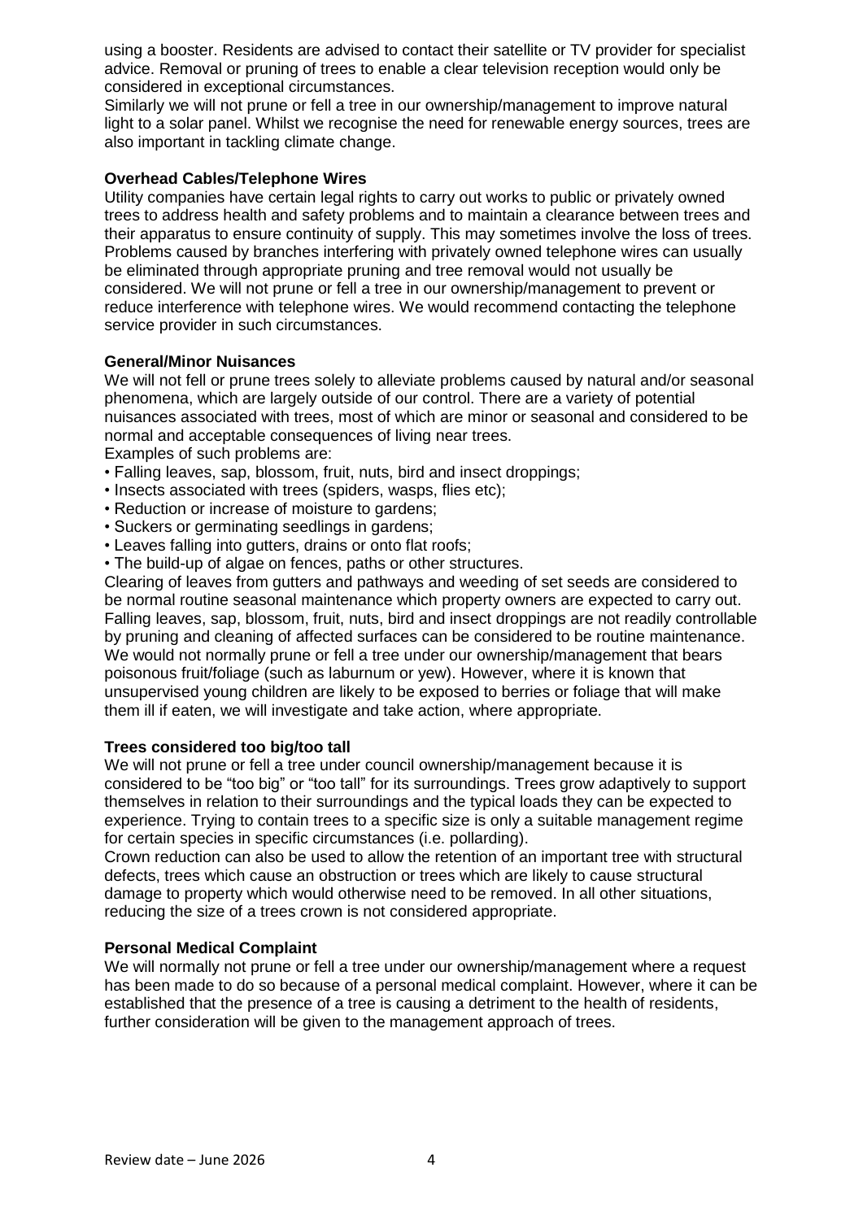using a booster. Residents are advised to contact their satellite or TV provider for specialist advice. Removal or pruning of trees to enable a clear television reception would only be considered in exceptional circumstances.
Similarly we will not prune or fell a tree in our ownership/management to improve natural light to a solar panel. Whilst we recognise the need for renewable energy sources, trees are also important in tackling climate change.

**Overhead Cables/Telephone Wires**

Utility companies have certain legal rights to carry out works to public or privately owned trees to address health and safety problems and to maintain a clearance between trees and their apparatus to ensure continuity of supply. This may sometimes involve the loss of trees. Problems caused by branches interfering with privately owned telephone wires can usually be eliminated through appropriate pruning and tree removal would not usually be considered. We will not prune or fell a tree in our ownership/management to prevent or reduce interference with telephone wires. We would recommend contacting the telephone service provider in such circumstances.

**General/Minor Nuisances**

We will not fell or prune trees solely to alleviate problems caused by natural and/or seasonal phenomena, which are largely outside of our control. There are a variety of potential nuisances associated with trees, most of which are minor or seasonal and considered to be normal and acceptable consequences of living near trees.
Examples of such problems are:

- Falling leaves, sap, blossom, fruit, nuts, bird and insect droppings;
- Insects associated with trees (spiders, wasps, flies etc);
- Reduction or increase of moisture to gardens;
- Suckers or germinating seedlings in gardens;
- Leaves falling into gutters, drains or onto flat roofs;
- The build-up of algae on fences, paths or other structures.

Clearing of leaves from gutters and pathways and weeding of set seeds are considered to be normal routine seasonal maintenance which property owners are expected to carry out. Falling leaves, sap, blossom, fruit, nuts, bird and insect droppings are not readily controllable by pruning and cleaning of affected surfaces can be considered to be routine maintenance. We would not normally prune or fell a tree under our ownership/management that bears poisonous fruit/foliage (such as laburnum or yew). However, where it is known that unsupervised young children are likely to be exposed to berries or foliage that will make them ill if eaten, we will investigate and take action, where appropriate.

**Trees considered too big/too tall**

We will not prune or fell a tree under council ownership/management because it is considered to be "too big" or "too tall" for its surroundings. Trees grow adaptively to support themselves in relation to their surroundings and the typical loads they can be expected to experience. Trying to contain trees to a specific size is only a suitable management regime for certain species in specific circumstances (i.e. pollarding).
Crown reduction can also be used to allow the retention of an important tree with structural defects, trees which cause an obstruction or trees which are likely to cause structural damage to property which would otherwise need to be removed. In all other situations, reducing the size of a trees crown is not considered appropriate.

**Personal Medical Complaint**

We will normally not prune or fell a tree under our ownership/management where a request has been made to do so because of a personal medical complaint. However, where it can be established that the presence of a tree is causing a detriment to the health of residents, further consideration will be given to the management approach of trees.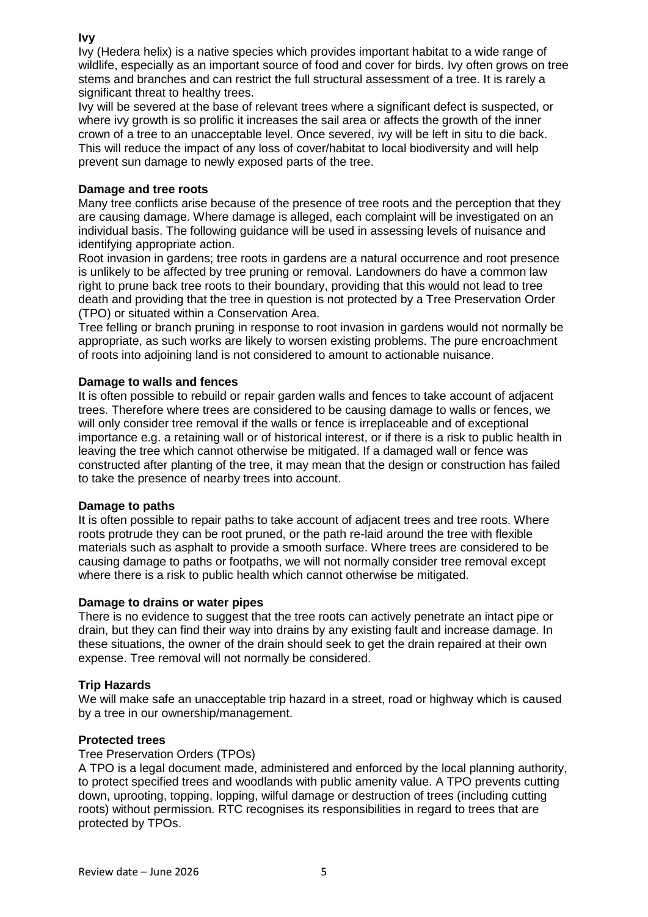## Ivy

Ivy (Hedera helix) is a native species which provides important habitat to a wide range of wildlife, especially as an important source of food and cover for birds. Ivy often grows on tree stems and branches and can restrict the full structural assessment of a tree. It is rarely a significant threat to healthy trees.

Ivy will be severed at the base of relevant trees where a significant defect is suspected, or where ivy growth is so prolific it increases the sail area or affects the growth of the inner crown of a tree to an unacceptable level. Once severed, ivy will be left in situ to die back. This will reduce the impact of any loss of cover/habitat to local biodiversity and will help prevent sun damage to newly exposed parts of the tree.

## Damage and tree roots

Many tree conflicts arise because of the presence of tree roots and the perception that they are causing damage. Where damage is alleged, each complaint will be investigated on an individual basis. The following guidance will be used in assessing levels of nuisance and identifying appropriate action.

Root invasion in gardens; tree roots in gardens are a natural occurrence and root presence is unlikely to be affected by tree pruning or removal. Landowners do have a common law right to prune back tree roots to their boundary, providing that this would not lead to tree death and providing that the tree in question is not protected by a Tree Preservation Order (TPO) or situated within a Conservation Area.

Tree felling or branch pruning in response to root invasion in gardens would not normally be appropriate, as such works are likely to worsen existing problems. The pure encroachment of roots into adjoining land is not considered to amount to actionable nuisance.

## Damage to walls and fences

It is often possible to rebuild or repair garden walls and fences to take account of adjacent trees. Therefore where trees are considered to be causing damage to walls or fences, we will only consider tree removal if the walls or fence is irreplaceable and of exceptional importance e.g. a retaining wall or of historical interest, or if there is a risk to public health in leaving the tree which cannot otherwise be mitigated. If a damaged wall or fence was constructed after planting of the tree, it may mean that the design or construction has failed to take the presence of nearby trees into account.

## Damage to paths

It is often possible to repair paths to take account of adjacent trees and tree roots. Where roots protrude they can be root pruned, or the path re-laid around the tree with flexible materials such as asphalt to provide a smooth surface. Where trees are considered to be causing damage to paths or footpaths, we will not normally consider tree removal except where there is a risk to public health which cannot otherwise be mitigated.

## Damage to drains or water pipes

There is no evidence to suggest that the tree roots can actively penetrate an intact pipe or drain, but they can find their way into drains by any existing fault and increase damage. In these situations, the owner of the drain should seek to get the drain repaired at their own expense. Tree removal will not normally be considered.

## Trip Hazards

We will make safe an unacceptable trip hazard in a street, road or highway which is caused by a tree in our ownership/management.

## Protected trees

Tree Preservation Orders (TPOs)

A TPO is a legal document made, administered and enforced by the local planning authority, to protect specified trees and woodlands with public amenity value. A TPO prevents cutting down, uprooting, topping, lopping, wilful damage or destruction of trees (including cutting roots) without permission. RTC recognises its responsibilities in regard to trees that are protected by TPOs.

Review date – June 2026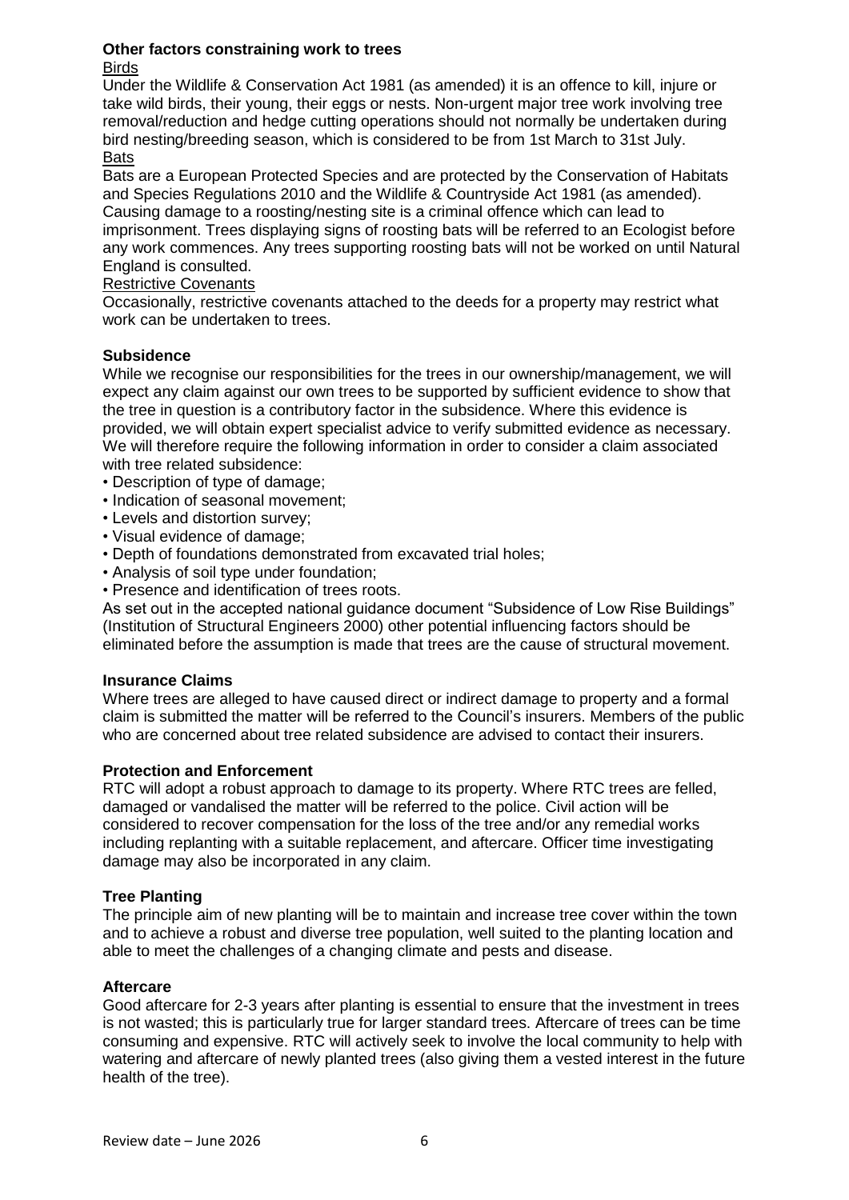## Other factors constraining work to trees

Birds

Under the Wildlife & Conservation Act 1981 (as amended) it is an offence to kill, injure or take wild birds, their young, their eggs or nests. Non-urgent major tree work involving tree removal/reduction and hedge cutting operations should not normally be undertaken during bird nesting/breeding season, which is considered to be from 1st March to 31st July.

Bats

Bats are a European Protected Species and are protected by the Conservation of Habitats and Species Regulations 2010 and the Wildlife & Countryside Act 1981 (as amended). Causing damage to a roosting/nesting site is a criminal offence which can lead to imprisonment. Trees displaying signs of roosting bats will be referred to an Ecologist before any work commences. Any trees supporting roosting bats will not be worked on until Natural England is consulted.

Restrictive Covenants

Occasionally, restrictive covenants attached to the deeds for a property may restrict what work can be undertaken to trees.

## Subsidence

While we recognise our responsibilities for the trees in our ownership/management, we will expect any claim against our own trees to be supported by sufficient evidence to show that the tree in question is a contributory factor in the subsidence. Where this evidence is provided, we will obtain expert specialist advice to verify submitted evidence as necessary. We will therefore require the following information in order to consider a claim associated with tree related subsidence:

- Description of type of damage;
- Indication of seasonal movement;
- Levels and distortion survey;
- Visual evidence of damage;
- Depth of foundations demonstrated from excavated trial holes;
- Analysis of soil type under foundation;
- Presence and identification of trees roots.

As set out in the accepted national guidance document "Subsidence of Low Rise Buildings" (Institution of Structural Engineers 2000) other potential influencing factors should be eliminated before the assumption is made that trees are the cause of structural movement.

## Insurance Claims

Where trees are alleged to have caused direct or indirect damage to property and a formal claim is submitted the matter will be referred to the Council's insurers. Members of the public who are concerned about tree related subsidence are advised to contact their insurers.

## Protection and Enforcement

RTC will adopt a robust approach to damage to its property. Where RTC trees are felled, damaged or vandalised the matter will be referred to the police. Civil action will be considered to recover compensation for the loss of the tree and/or any remedial works including replanting with a suitable replacement, and aftercare. Officer time investigating damage may also be incorporated in any claim.

## Tree Planting

The principle aim of new planting will be to maintain and increase tree cover within the town and to achieve a robust and diverse tree population, well suited to the planting location and able to meet the challenges of a changing climate and pests and disease.

## Aftercare

Good aftercare for 2-3 years after planting is essential to ensure that the investment in trees is not wasted; this is particularly true for larger standard trees. Aftercare of trees can be time consuming and expensive. RTC will actively seek to involve the local community to help with watering and aftercare of newly planted trees (also giving them a vested interest in the future health of the tree).